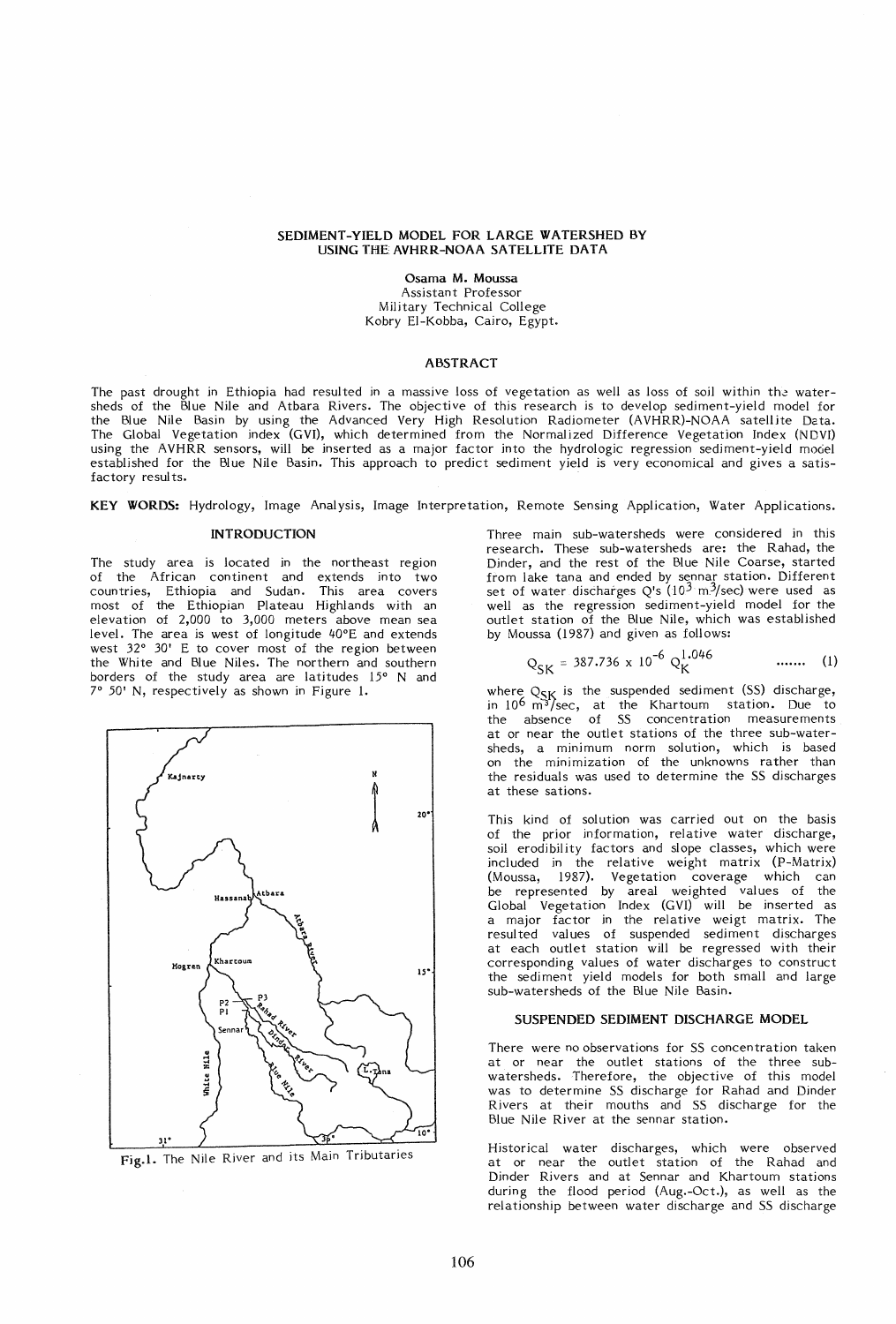# SEDIMENT-YIELD MODEL FOR LARGE WATERSHED BY USING THE AVHRR-NOAA SATELLITE DATA

**Osama M. Moussa**
Assistant Professor
Military Technical College
Kobry El-Kobba, Cairo, Egypt.

## ABSTRACT

The past drought in Ethiopia had resulted in a massive loss of vegetation as well as loss of soil within the watersheds of the Blue Nile and Atbara Rivers. The objective of this research is to develop sediment-yield model for the Blue Nile Basin by using the Advanced Very High Resolution Radiometer (AVHRR)-NOAA satellite Data. The Global Vegetation index (GVI), which determined from the Normalized Difference Vegetation Index (NDVI) using the AVHRR sensors, will be inserted as a major factor into the hydrologic regression sediment-yield model established for the Blue Nile Basin. This approach to predict sediment yield is very economical and gives a satisfactory results.

**KEY WORDS:** Hydrology, Image Analysis, Image Interpretation, Remote Sensing Application, Water Applications.

## INTRODUCTION

The study area is located in the northeast region of the African continent and extends into two countries, Ethiopia and Sudan. This area covers most of the Ethiopian Plateau Highlands with an elevation of 2,000 to 3,000 meters above mean sea level. The area is west of longitude 40°E and extends west 32° 30' E to cover most of the region between the White and Blue Niles. The northern and southern borders of the study area are latitudes 15° N and 7° 50' N, respectively as shown in Figure 1.

Fig.1. The Nile River and its Main Tributaries

Three main sub-watersheds were considered in this research. These sub-watersheds are: the Rahad, the Dinder, and the rest of the Blue Nile Coarse, started from lake tana and ended by sennar station. Different set of water discharges Q's ($10^3$ m$^3$/sec) were used as well as the regression sediment-yield model for the outlet station of the Blue Nile, which was established by Moussa (1987) and given as follows:

$$Q_{SK} = 387.736 \times 10^{-6} \, Q_K^{1.046} \quad \text{.......} \quad (1)$$

where $Q_{SK}$ is the suspended sediment (SS) discharge, in $10^6$ m$^3$/sec, at the Khartoum station. Due to the absence of SS concentration measurements at or near the outlet stations of the three sub-watersheds, a minimum norm solution, which is based on the minimization of the unknowns rather than the residuals was used to determine the SS discharges at these sations.

This kind of solution was carried out on the basis of the prior information, relative water discharge, soil erodibility factors and slope classes, which were included in the relative weight matrix (P-Matrix) (Moussa, 1987). Vegetation coverage which can be represented by areal weighted values of the Global Vegetation Index (GVI) will be inserted as a major factor in the relative weigt matrix. The resulted values of suspended sediment discharges at each outlet station will be regressed with their corresponding values of water discharges to construct the sediment yield models for both small and large sub-watersheds of the Blue Nile Basin.

## SUSPENDED SEDIMENT DISCHARGE MODEL

There were no observations for SS concentration taken at or near the outlet stations of the three sub-watersheds. Therefore, the objective of this model was to determine SS discharge for Rahad and Dinder Rivers at their mouths and SS discharge for the Blue Nile River at the sennar station.

Historical water discharges, which were observed at or near the outlet station of the Rahad and Dinder Rivers and at Sennar and Khartoum stations during the flood period (Aug.-Oct.), as well as the relationship between water discharge and SS discharge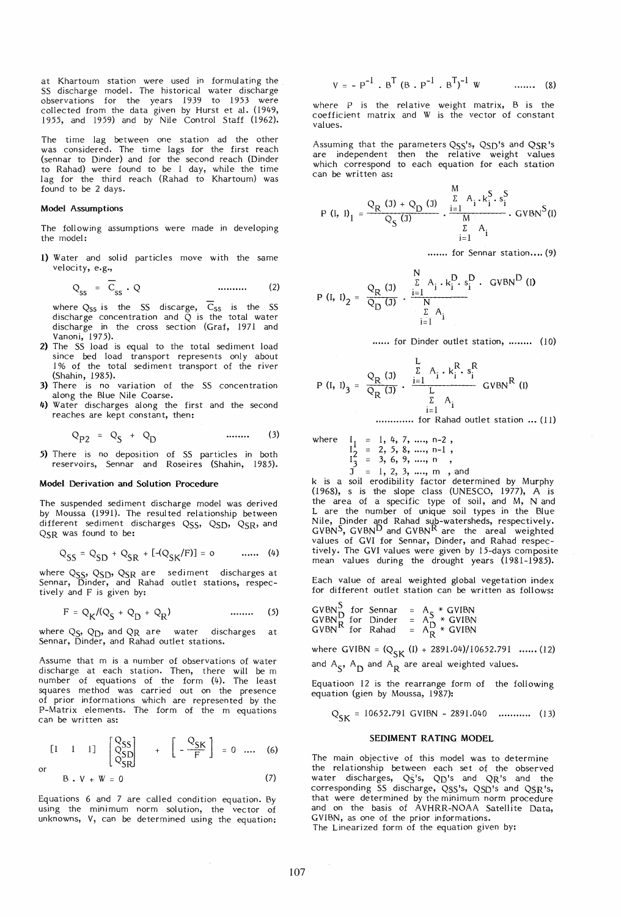at Khartoum station were used in formulating the SS discharge model. The historical water discharge observations for the years 1939 to 1953 were collected from the data given by Hurst et al. (1949, 1955, and 1959) and by Nile Control Staff (1962).

The time lag between one station ad the other was considered. The time lags for the first reach (sennar to Dinder) and for the second reach (Dinder to Rahad) were found to be 1 day, while the time lag for the third reach (Rahad to Khartoum) was found to be 2 days.

### Model Assumptions

The following assumptions were made in developing the model:

1) Water and solid particles move with the same velocity, e.g.,

$$Q_{ss} = \overline{C}_{ss} \cdot Q \qquad \text{.......... (2)}$$

where $Q_{ss}$ is the SS discarge, $\overline{C}_{ss}$ is the SS discharge concentration and $Q$ is the total water discharge in the cross section (Graf, 1971 and Vanoni, 1975).

2) The SS load is equal to the total sediment load since bed load transport represents only about 1% of the total sediment transport of the river (Shahin, 1985).
3) There is no variation of the SS concentration along the Blue Nile Coarse.
4) Water discharges along the first and the second reaches are kept constant, then:

$$Q_{P2} = Q_S + Q_D \qquad \text{........ (3)}$$

5) There is no deposition of SS particles in both reservoirs, Sennar and Roseires (Shahin, 1985).

### Model Derivation and Solution Procedure

The suspended sediment discharge model was derived by Moussa (1991). The resulted relationship between different sediment discharges $Q_{SS}$, $Q_{SD}$, $Q_{SR}$, and $Q_{SR}$ was found to be:

$$Q_{SS} = Q_{SD} + Q_{SR} + [-(Q_{SK}/F)] = o \qquad \text{...... (4)}$$

where $Q_{SS}$, $Q_{SD}$, $Q_{SR}$ are sediment discharges at Sennar, Dinder, and Rahad outlet stations, respectively and F is given by:

$$F = Q_K/(Q_S + Q_D + Q_R) \qquad \text{........ (5)}$$

where $Q_S$, $Q_D$, and $Q_R$ are water discharges at Sennar, Dinder, and Rahad outlet stations.

Assume that m is a number of observations of water discharge at each station. Then, there will be m number of equations of the form (4). The least squares method was carried out on the presence of prior informations which are represented by the P-Matrix elements. The form of the m equations can be written as:

$$[1 \quad 1 \quad 1] \begin{bmatrix} Q_{SS} \\ Q_{SD} \\ Q_{SR} \end{bmatrix} + \left[ -\frac{Q_{SK}}{F} \right] = 0 \quad \text{.... (6)}$$

or

$$B \cdot V + W = 0 \qquad (7)$$

Equations 6 and 7 are called condition equation. By using the minimum norm solution, the vector of unknowns, V, can be determined using the equation:

$$V = - P^{-1} \cdot B^T (B \cdot P^{-1} \cdot B^T)^{-1} W \qquad \text{....... (8)}$$

where P is the relative weight matrix, B is the coefficient matrix and W is the vector of constant values.

Assuming that the parameters $Q_{SS}$'s, $Q_{SD}$'s and $Q_{SR}$'s are independent then the relative weight values which correspond to each equation for each station can be written as:

$$P(I, I)_1 = \frac{Q_R(J) + Q_D(J)}{Q_S(J)} \cdot \frac{\sum_{i=1}^{M} A_i \cdot k_i^S \cdot s_i^S}{\sum_{i=1}^{M} A_i} \cdot GVBN^S(I)$$

....... for Sennar station.... (9)

$$P(I, I)_2 = \frac{Q_R(J)}{Q_D(J)} \cdot \frac{\sum_{i=1}^{N} A_i \cdot k_i^D \cdot s_i^D \cdot GVBN^D(I)}{\sum_{i=1}^{N} A_i}$$

...... for Dinder outlet station, ........ (10)

$$P(I, I)_3 = \frac{Q_R(J)}{Q_R(J)} \cdot \frac{\sum_{i=1}^{L} A_i \cdot k_i^R \cdot s_i^R}{\sum_{i=1}^{L} A_i} \; GVBN^R(I)$$

............. for Rahad outlet station ... (11)

where $I_1$ = 1, 4, 7, ...., n-2 ,
$I_2$ = 2, 5, 8, ...., n-1 ,
$I_3$ = 3, 6, 9, ...., n ,
$J$ = 1, 2, 3, ...., m , and

k is a soil erodibility factor determined by Murphy (1968), s is the slope class (UNESCO, 1977), A is the area of a specific type of soil, and M, N and L are the number of unique soil types in the Blue Nile, Dinder and Rahad sub-watersheds, respectively. $GVBN^S$, $GVBN^D$ and $GVBN^R$ are the areal weighted values of GVI for Sennar, Dinder, and Rahad respectively. The GVI values were given by 15-days composite mean values during the drought years (1981-1985).

Each value of areal weighted global vegetation index for different outlet station can be written as follows:

$GVBN^S$ for Sennar = $A_S$ * GVIBN
$GVBN^D$ for Dinder = $A_D$ * GVIBN
$GVBN^R$ for Rahad = $A_R$ * GVIBN

where $GVIBN = (Q_{SK}(I) + 2891.04)/10652.791$ ...... (12)

and $A_S$, $A_D$ and $A_R$ are areal weighted values.

Equatioon 12 is the rearrange form of the following equation (gien by Moussa, 1987):

$$Q_{SK} = 10652.791 \; GVIBN - 2891.040 \qquad \text{........... (13)}$$

## SEDIMENT RATING MODEL

The main objective of this model was to determine the relationship between each set of the observed water discharges, $Q_S$'s, $Q_D$'s and $Q_R$'s and the corresponding SS discharge, $Q_{SS}$'s, $Q_{SD}$'s and $Q_{SR}$'s, that were determined by the minimum norm procedure and on the basis of AVHRR-NOAA Satellite Data, GVIBN, as one of the prior informations.
The Linearized form of the equation given by: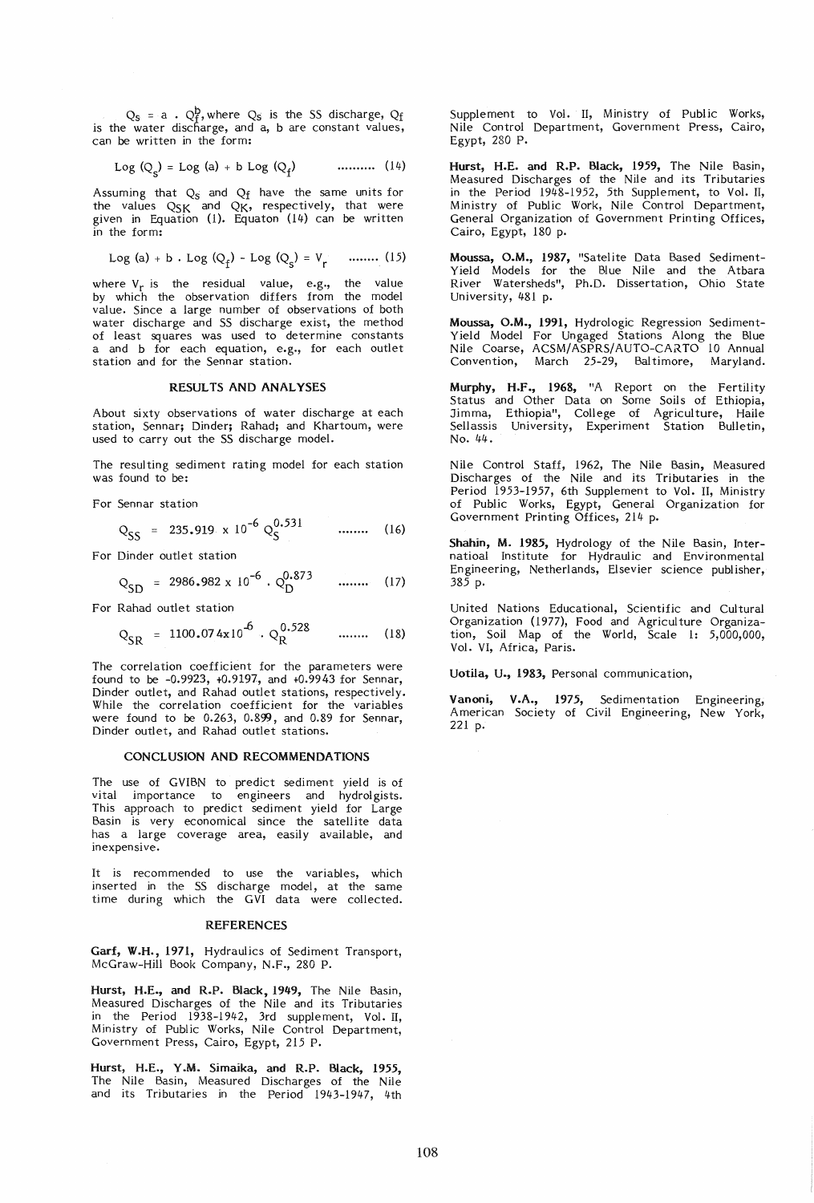$Q_S = a \cdot Q_f^b$, where $Q_S$ is the SS discharge, $Q_f$ is the water discharge, and a, b are constant values, can be written in the form:

$$\text{Log}(Q_s) = \text{Log}(a) + b\ \text{Log}(Q_f) \quad \text{.......... (14)}$$

Assuming that $Q_S$ and $Q_f$ have the same units for the values $Q_{SK}$ and $Q_K$, respectively, that were given in Equation (1). Equaton (14) can be written in the form:

$$\text{Log}(a) + b \cdot \text{Log}(Q_f) - \text{Log}(Q_s) = V_r \quad \text{........ (15)}$$

where $V_r$ is the residual value, e.g., the value by which the observation differs from the model value. Since a large number of observations of both water discharge and SS discharge exist, the method of least squares was used to determine constants a and b for each equation, e.g., for each outlet station and for the Sennar station.

## RESULTS AND ANALYSES

About sixty observations of water discharge at each station, Sennar; Dinder; Rahad; and Khartoum, were used to carry out the SS discharge model.

The resulting sediment rating model for each station was found to be:

For Sennar station

$$Q_{SS} = 235.919 \times 10^{-6}\ Q_S^{0.531} \quad \text{........ (16)}$$

For Dinder outlet station

$$Q_{SD} = 2986.982 \times 10^{-6} \cdot Q_D^{0.873} \quad \text{........ (17)}$$

For Rahad outlet station

$$Q_{SR} = 1100.074 \times 10^{-6} \cdot Q_R^{0.528} \quad \text{........ (18)}$$

The correlation coefficient for the parameters were found to be -0.9923, +0.9197, and +0.9943 for Sennar, Dinder outlet, and Rahad outlet stations, respectively. While the correlation coefficient for the variables were found to be 0.263, 0.899, and 0.89 for Sennar, Dinder outlet, and Rahad outlet stations.

## CONCLUSION AND RECOMMENDATIONS

The use of GVIBN to predict sediment yield is of vital importance to engineers and hydrolgists. This approach to predict sediment yield for Large Basin is very economical since the satellite data has a large coverage area, easily available, and inexpensive.

It is recommended to use the variables, which inserted in the SS discharge model, at the same time during which the GVI data were collected.

## REFERENCES

**Garf, W.H., 1971,** Hydraulics of Sediment Transport, McGraw-Hill Book Company, N.F., 280 P.

**Hurst, H.E., and R.P. Black, 1949,** The Nile Basin, Measured Discharges of the Nile and its Tributaries in the Period 1938-1942, 3rd supplement, Vol. II, Ministry of Public Works, Nile Control Department, Government Press, Cairo, Egypt, 215 P.

**Hurst, H.E., Y.M. Simaika, and R.P. Black, 1955,** The Nile Basin, Measured Discharges of the Nile and its Tributaries in the Period 1943-1947, 4th Supplement to Vol. II, Ministry of Public Works, Nile Control Department, Government Press, Cairo, Egypt, 280 P.

**Hurst, H.E. and R.P. Black, 1959,** The Nile Basin, Measured Discharges of the Nile and its Tributaries in the Period 1948-1952, 5th Supplement, to Vol. II, Ministry of Public Work, Nile Control Department, General Organization of Government Printing Offices, Cairo, Egypt, 180 p.

**Moussa, O.M., 1987,** "Satelite Data Based Sediment-Yield Models for the Blue Nile and the Atbara River Watersheds", Ph.D. Dissertation, Ohio State University, 481 p.

**Moussa, O.M., 1991,** Hydrologic Regression Sediment-Yield Model For Ungaged Stations Along the Blue Nile Coarse, ACSM/ASPRS/AUTO-CARTO 10 Annual Convention, March 25-29, Baltimore, Maryland.

**Murphy, H.F., 1968,** "A Report on the Fertility Status and Other Data on Some Soils of Ethiopia, Jimma, Ethiopia", College of Agriculture, Haile Sellassis University, Experiment Station Bulletin, No. 44.

Nile Control Staff, 1962, The Nile Basin, Measured Discharges of the Nile and its Tributaries in the Period 1953-1957, 6th Supplement to Vol. II, Ministry of Public Works, Egypt, General Organization for Government Printing Offices, 214 p.

**Shahin, M. 1985,** Hydrology of the Nile Basin, Internatioal Institute for Hydraulic and Environmental Engineering, Netherlands, Elsevier science publisher, 385 p.

United Nations Educational, Scientific and Cultural Organization (1977), Food and Agriculture Organization, Soil Map of the World, Scale 1: 5,000,000, Vol. VI, Africa, Paris.

**Uotila, U., 1983,** Personal communication,

**Vanoni, V.A., 1975,** Sedimentation Engineering, American Society of Civil Engineering, New York, 221 p.